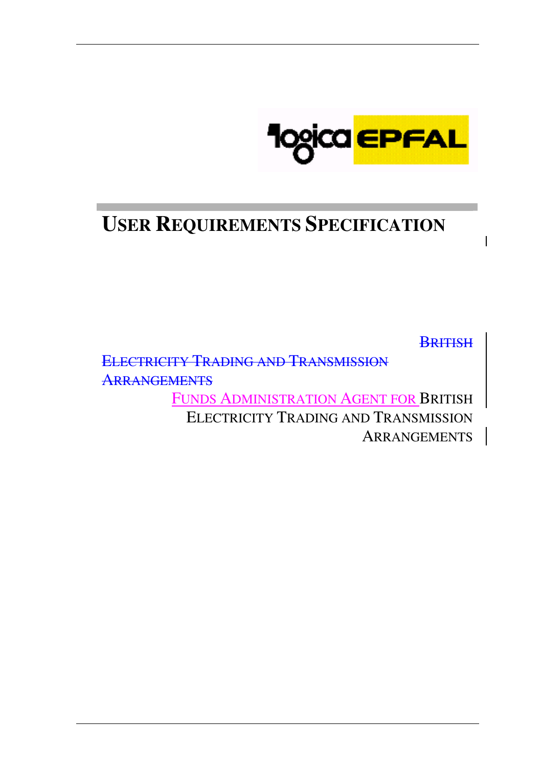# USER REQUIREMENTS SPECIFICATION

~~BRITISH~~

~~ELECTRICITY TRADING AND TRANSMISSION~~

~~ARRANGEMENTS~~

FUNDS ADMINISTRATION AGENT FOR BRITISH

ELECTRICITY TRADING AND TRANSMISSION

ARRANGEMENTS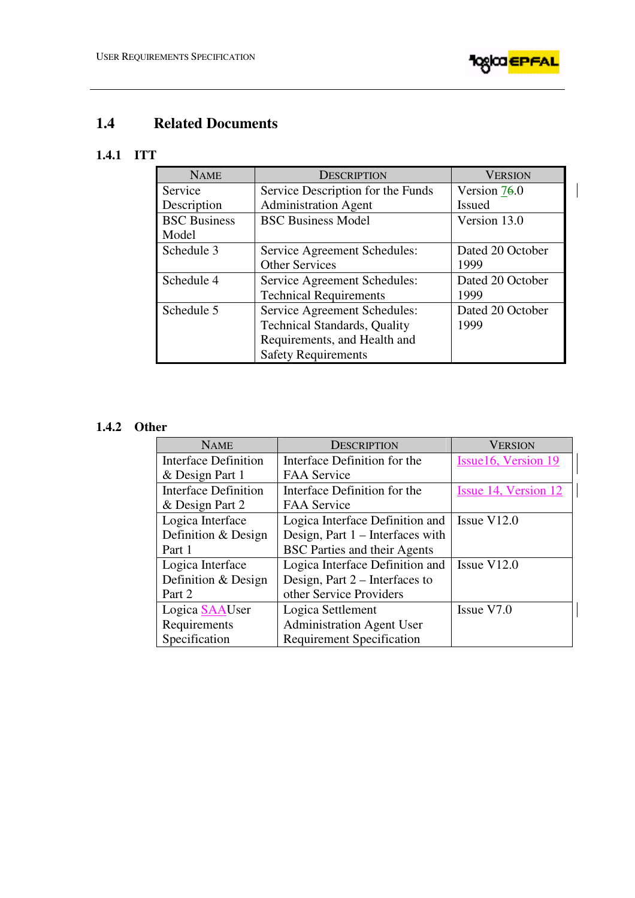## 1.4 Related Documents

### 1.4.1 ITT

| NAME | DESCRIPTION | VERSION |
|---|---|---|
| Service Description | Service Description for the Funds Administration Agent | Version 76.0 Issued |
| BSC Business Model | BSC Business Model | Version 13.0 |
| Schedule 3 | Service Agreement Schedules: Other Services | Dated 20 October 1999 |
| Schedule 4 | Service Agreement Schedules: Technical Requirements | Dated 20 October 1999 |
| Schedule 5 | Service Agreement Schedules: Technical Standards, Quality Requirements, and Health and Safety Requirements | Dated 20 October 1999 |

### 1.4.2 Other

| NAME | DESCRIPTION | VERSION |
|---|---|---|
| Interface Definition & Design Part 1 | Interface Definition for the FAA Service | Issue16, Version 19 |
| Interface Definition & Design Part 2 | Interface Definition for the FAA Service | Issue 14, Version 12 |
| Logica Interface Definition & Design Part 1 | Logica Interface Definition and Design, Part 1 – Interfaces with BSC Parties and their Agents | Issue V12.0 |
| Logica Interface Definition & Design Part 2 | Logica Interface Definition and Design, Part 2 – Interfaces to other Service Providers | Issue V12.0 |
| Logica SAAUser Requirements Specification | Logica Settlement Administration Agent User Requirement Specification | Issue V7.0 |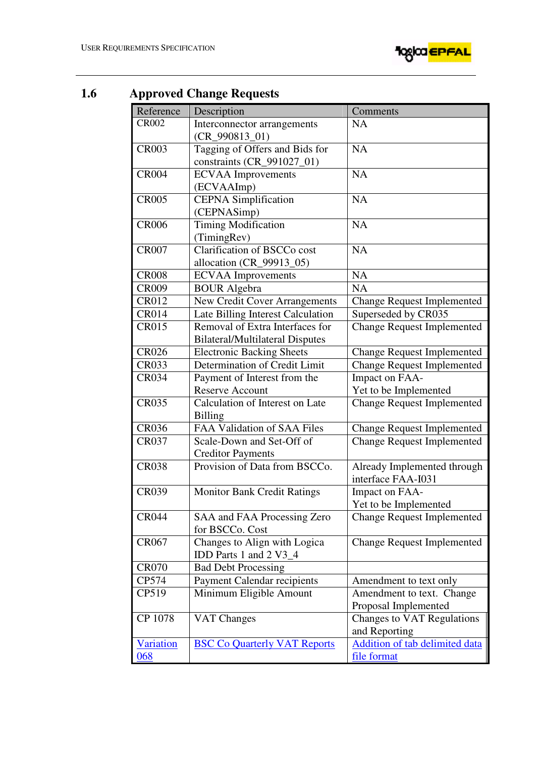## 1.6 Approved Change Requests

| Reference | Description | Comments |
|---|---|---|
| CR002 | Interconnector arrangements (CR_990813_01) | NA |
| CR003 | Tagging of Offers and Bids for constraints (CR_991027_01) | NA |
| CR004 | ECVAA Improvements (ECVAAImp) | NA |
| CR005 | CEPNA Simplification (CEPNASimp) | NA |
| CR006 | Timing Modification (TimingRev) | NA |
| CR007 | Clarification of BSCCo cost allocation (CR_99913_05) | NA |
| CR008 | ECVAA Improvements | NA |
| CR009 | BOUR Algebra | NA |
| CR012 | New Credit Cover Arrangements | Change Request Implemented |
| CR014 | Late Billing Interest Calculation | Superseded by CR035 |
| CR015 | Removal of Extra Interfaces for Bilateral/Multilateral Disputes | Change Request Implemented |
| CR026 | Electronic Backing Sheets | Change Request Implemented |
| CR033 | Determination of Credit Limit | Change Request Implemented |
| CR034 | Payment of Interest from the Reserve Account | Impact on FAA-<br>Yet to be Implemented |
| CR035 | Calculation of Interest on Late Billing | Change Request Implemented |
| CR036 | FAA Validation of SAA Files | Change Request Implemented |
| CR037 | Scale-Down and Set-Off of Creditor Payments | Change Request Implemented |
| CR038 | Provision of Data from BSCCo. | Already Implemented through interface FAA-I031 |
| CR039 | Monitor Bank Credit Ratings | Impact on FAA-<br>Yet to be Implemented |
| CR044 | SAA and FAA Processing Zero for BSCCo. Cost | Change Request Implemented |
| CR067 | Changes to Align with Logica IDD Parts 1 and 2 V3_4 | Change Request Implemented |
| CR070 | Bad Debt Processing | |
| CP574 | Payment Calendar recipients | Amendment to text only |
| CP519 | Minimum Eligible Amount | Amendment to text. Change Proposal Implemented |
| CP 1078 | VAT Changes | Changes to VAT Regulations and Reporting |
| Variation 068 | BSC Co Quarterly VAT Reports | Addition of tab delimited data file format |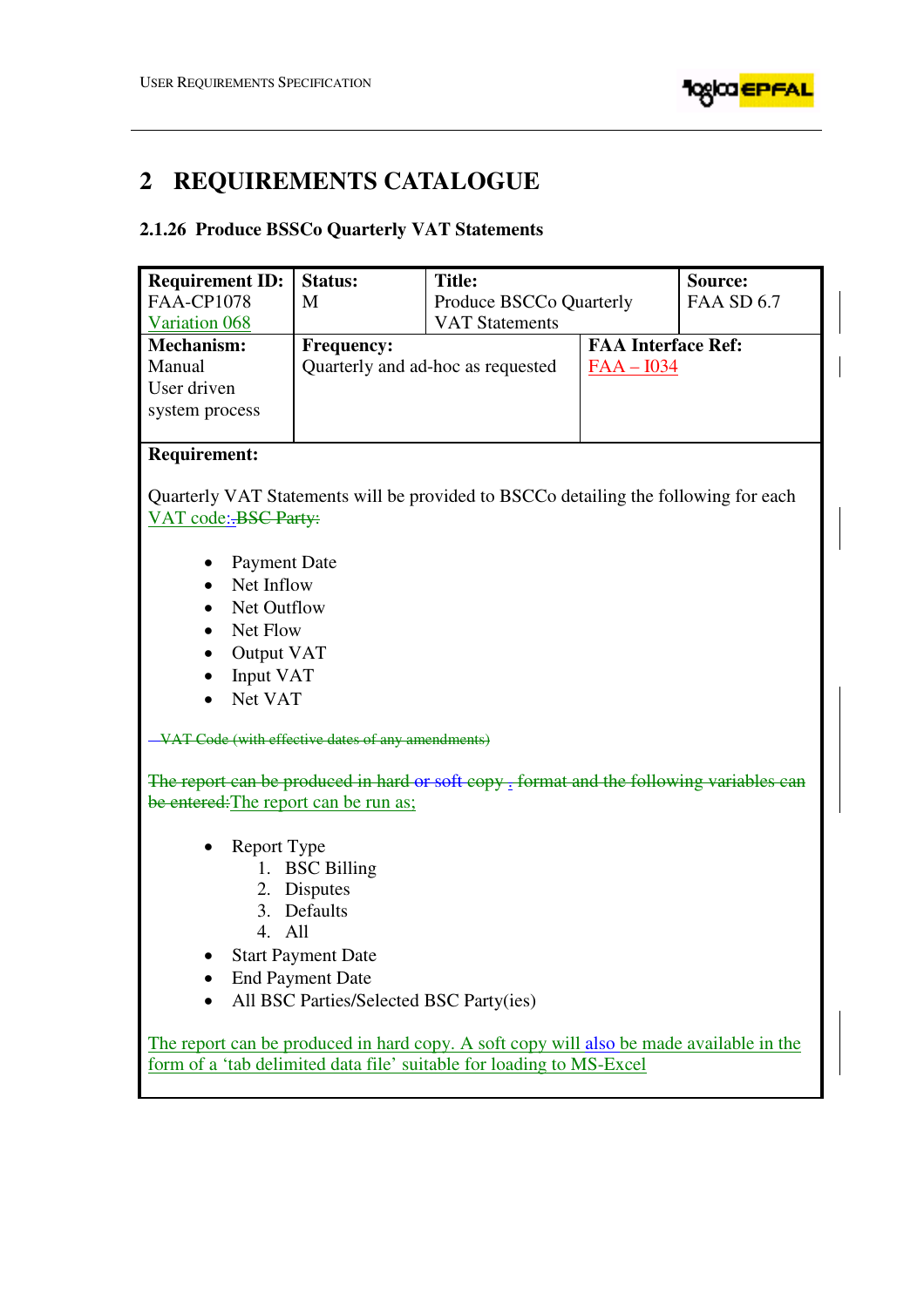# 2 REQUIREMENTS CATALOGUE

### 2.1.26 Produce BSSCo Quarterly VAT Statements

| **Requirement ID:** FAA-CP1078 Variation 068 | **Status:** M | **Title:** Produce BSCCo Quarterly VAT Statements | **Source:** FAA SD 6.7 |
|---|---|---|---|
| **Mechanism:** Manual User driven system process | **Frequency:** Quarterly and ad-hoc as requested | | **FAA Interface Ref:** FAA – I034 |

**Requirement:**

Quarterly VAT Statements will be provided to BSCCo detailing the following for each VAT code:~~.BSC Party:~~

- Payment Date
- Net Inflow
- Net Outflow
- Net Flow
- Output VAT
- Input VAT
- Net VAT

~~VAT Code (with effective dates of any amendments)~~

~~The report can be produced in hard or soft copy . format and the following variables can be entered:~~The report can be run as;

- Report Type
  1. BSC Billing
  2. Disputes
  3. Defaults
  4. All
- Start Payment Date
- End Payment Date
- All BSC Parties/Selected BSC Party(ies)

The report can be produced in hard copy. A soft copy will also be made available in the form of a 'tab delimited data file' suitable for loading to MS-Excel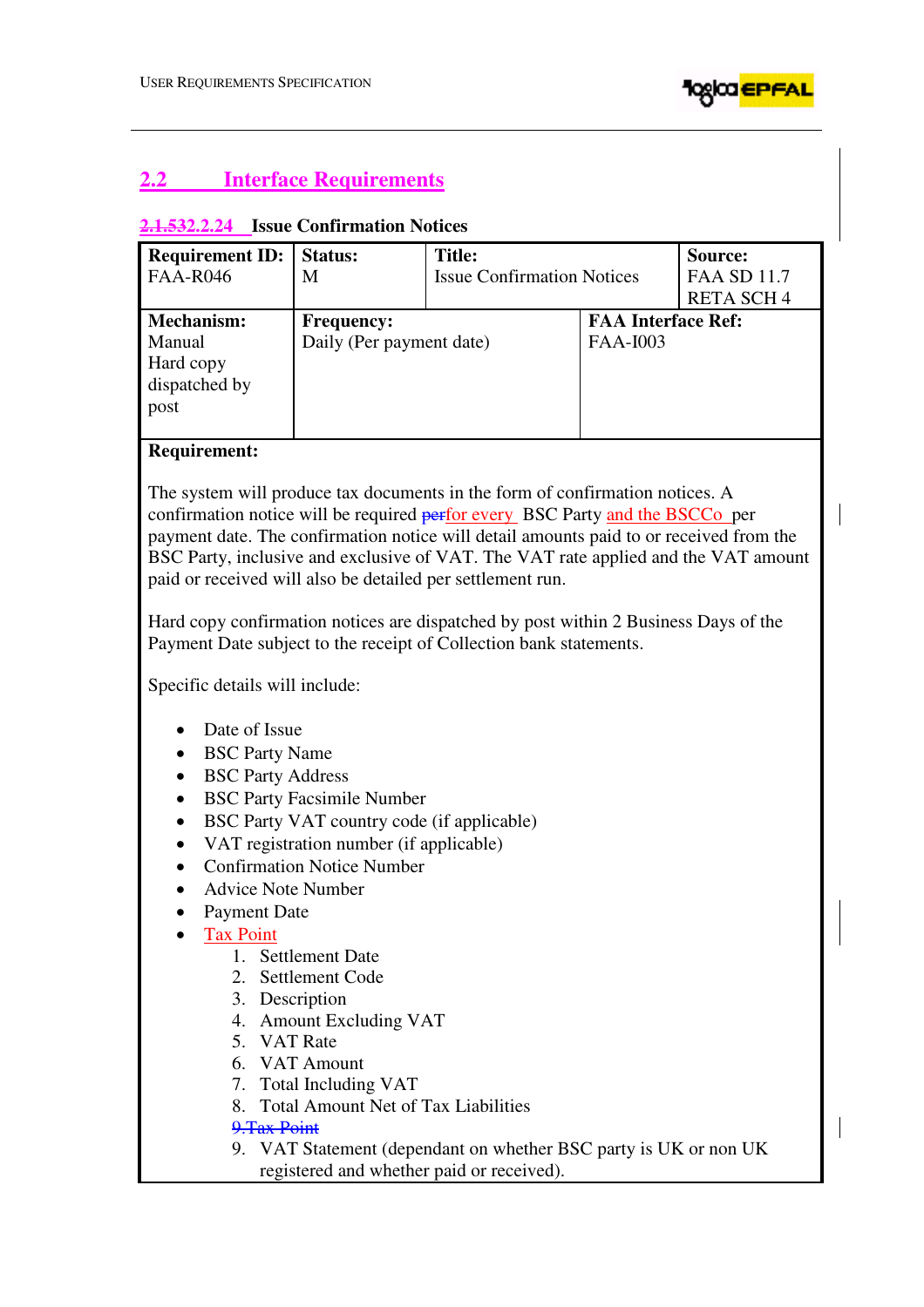## 2.2 Interface Requirements

### 2.1.532.2.24 Issue Confirmation Notices

| Requirement ID: FAA-R046 | Status: M | Title: Issue Confirmation Notices | Source: FAA SD 11.7 RETA SCH 4 |
|---|---|---|---|
| **Mechanism:** Manual Hard copy dispatched by post | **Frequency:** Daily (Per payment date) | | **FAA Interface Ref:** FAA-I003 |

**Requirement:**

The system will produce tax documents in the form of confirmation notices. A confirmation notice will be required perfor every BSC Party and the BSCCo per payment date. The confirmation notice will detail amounts paid to or received from the BSC Party, inclusive and exclusive of VAT. The VAT rate applied and the VAT amount paid or received will also be detailed per settlement run.

Hard copy confirmation notices are dispatched by post within 2 Business Days of the Payment Date subject to the receipt of Collection bank statements.

Specific details will include:

- Date of Issue
- BSC Party Name
- BSC Party Address
- BSC Party Facsimile Number
- BSC Party VAT country code (if applicable)
- VAT registration number (if applicable)
- Confirmation Notice Number
- Advice Note Number
- Payment Date
- Tax Point
  1. Settlement Date
  2. Settlement Code
  3. Description
  4. Amount Excluding VAT
  5. VAT Rate
  6. VAT Amount
  7. Total Including VAT
  8. Total Amount Net of Tax Liabilities
  9. ~~Tax Point~~
  9. VAT Statement (dependant on whether BSC party is UK or non UK registered and whether paid or received).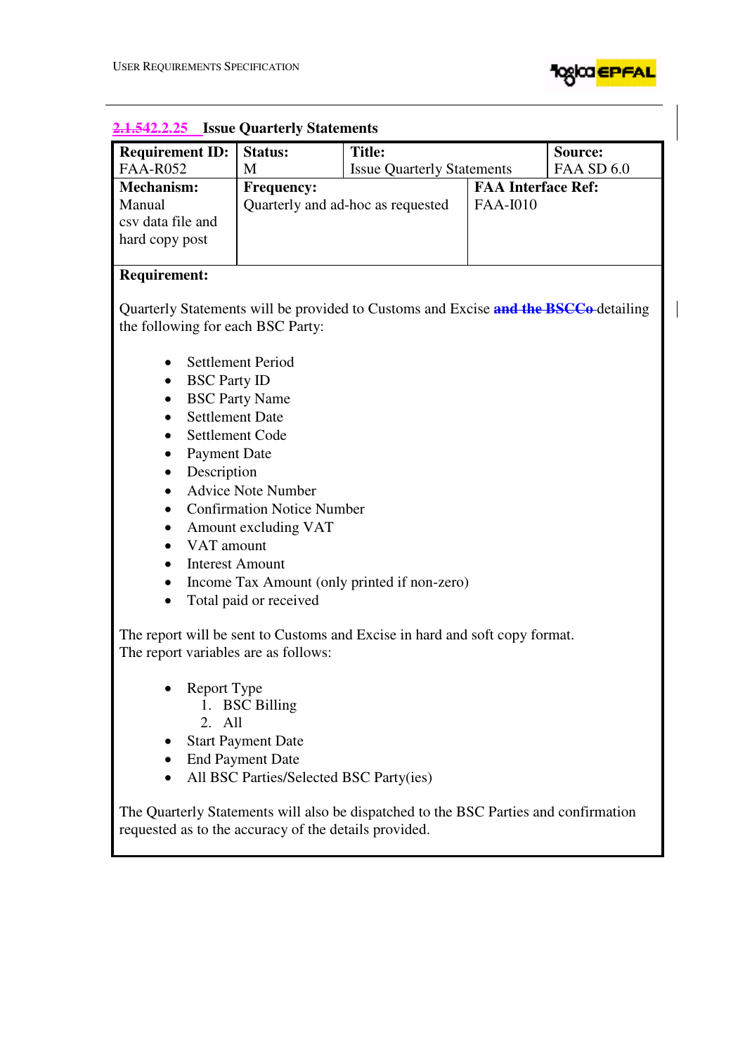### 2.1.542.2.25 Issue Quarterly Statements

| **Requirement ID:** FAA-R052 | **Status:** M | **Title:** Issue Quarterly Statements | **Source:** FAA SD 6.0 |
|---|---|---|---|
| **Mechanism:** Manual csv data file and hard copy post | **Frequency:** Quarterly and ad-hoc as requested | **FAA Interface Ref:** FAA-I010 | |

**Requirement:**

Quarterly Statements will be provided to Customs and Excise ~~and the BSCCo~~ detailing the following for each BSC Party:

- Settlement Period
- BSC Party ID
- BSC Party Name
- Settlement Date
- Settlement Code
- Payment Date
- Description
- Advice Note Number
- Confirmation Notice Number
- Amount excluding VAT
- VAT amount
- Interest Amount
- Income Tax Amount (only printed if non-zero)
- Total paid or received

The report will be sent to Customs and Excise in hard and soft copy format.
The report variables are as follows:

- Report Type
  1. BSC Billing
  2. All
- Start Payment Date
- End Payment Date
- All BSC Parties/Selected BSC Party(ies)

The Quarterly Statements will also be dispatched to the BSC Parties and confirmation requested as to the accuracy of the details provided.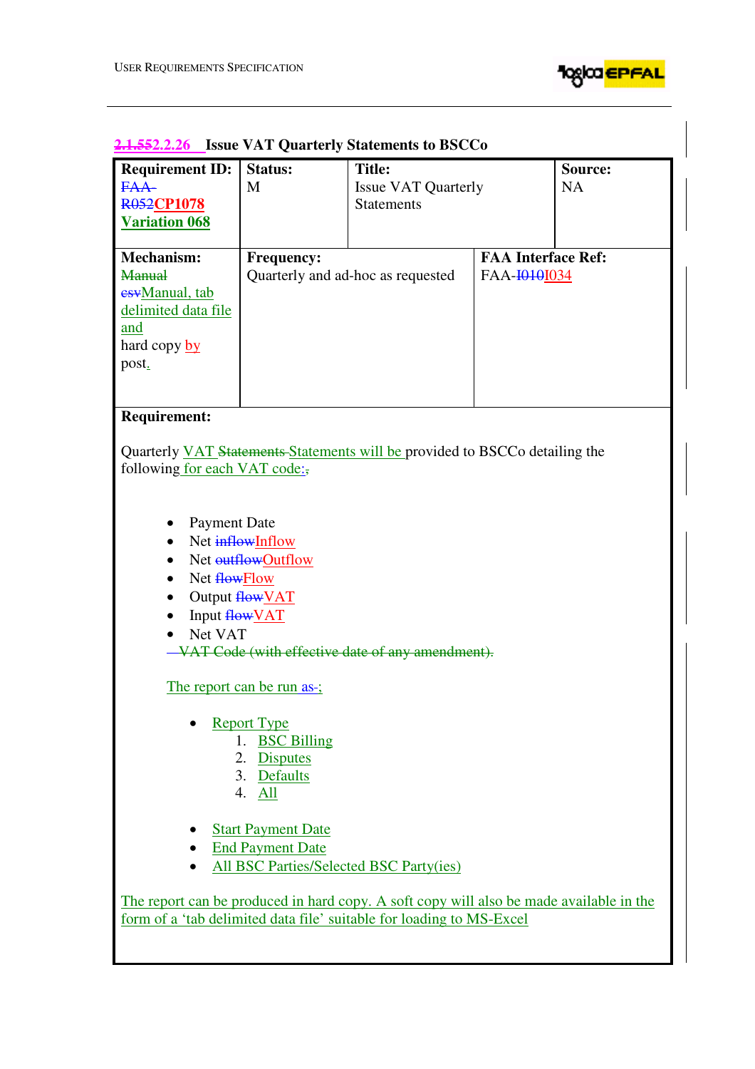## 2.1.552.2.26 Issue VAT Quarterly Statements to BSCCo

| Requirement ID: FAA-R052CP1078 Variation 068 | Status: M | Title: Issue VAT Quarterly Statements | Source: NA |
|---|---|---|---|
| Mechanism: ManualcsvManual, tab delimited data file and hard copy by post. | Frequency: Quarterly and ad-hoc as requested | FAA Interface Ref: FAA-I010I034 | |

**Requirement:**

Quarterly VAT Statements Statements will be provided to BSCCo detailing the following for each VAT code:,

- Payment Date
- Net inflowInflow
- Net outflowOutflow
- Net flowFlow
- Output flowVAT
- Input flowVAT
- Net VAT

VAT Code (with effective date of any amendment).

The report can be run as-;

- Report Type
  1. BSC Billing
  2. Disputes
  3. Defaults
  4. All

- Start Payment Date
- End Payment Date
- All BSC Parties/Selected BSC Party(ies)

The report can be produced in hard copy. A soft copy will also be made available in the form of a 'tab delimited data file' suitable for loading to MS-Excel